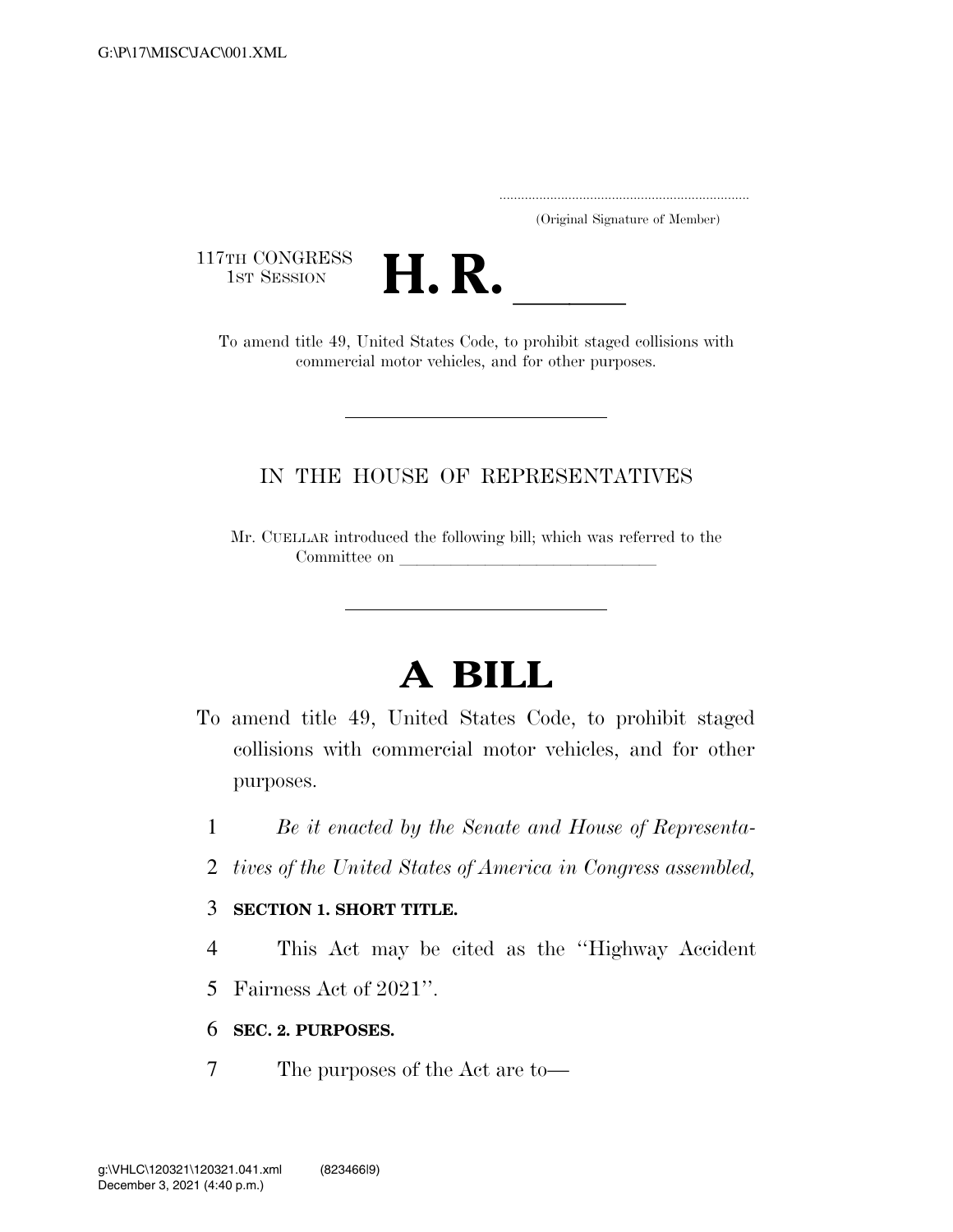(Original Signature of Member)

117TH CONGRESS
1ST SESSION

# H. R. \_\_\_\_\_

To amend title 49, United States Code, to prohibit staged collisions with commercial motor vehicles, and for other purposes.

---

IN THE HOUSE OF REPRESENTATIVES

Mr. CUELLAR introduced the following bill; which was referred to the Committee on \_\_\_\_\_\_\_\_\_\_\_\_\_\_\_\_\_\_\_\_\_\_\_\_\_\_\_\_\_\_\_

---

# A BILL

To amend title 49, United States Code, to prohibit staged collisions with commercial motor vehicles, and for other purposes.

1 *Be it enacted by the Senate and House of Representa-*
2 *tives of the United States of America in Congress assembled,*

3 **SECTION 1. SHORT TITLE.**

4 This Act may be cited as the "Highway Accident
5 Fairness Act of 2021".

6 **SEC. 2. PURPOSES.**

7 The purposes of the Act are to—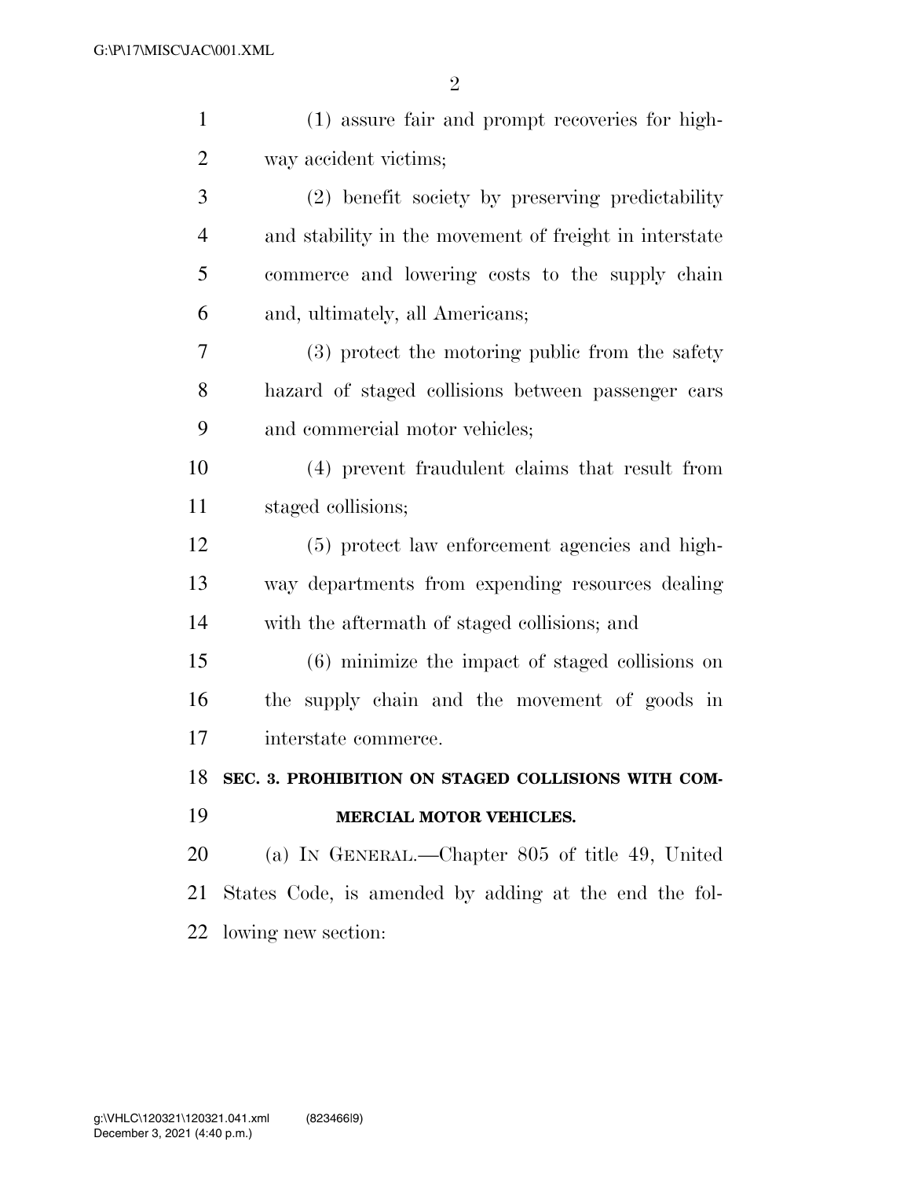(1) assure fair and prompt recoveries for highway accident victims;

(2) benefit society by preserving predictability and stability in the movement of freight in interstate commerce and lowering costs to the supply chain and, ultimately, all Americans;

(3) protect the motoring public from the safety hazard of staged collisions between passenger cars and commercial motor vehicles;

(4) prevent fraudulent claims that result from staged collisions;

(5) protect law enforcement agencies and highway departments from expending resources dealing with the aftermath of staged collisions; and

(6) minimize the impact of staged collisions on the supply chain and the movement of goods in interstate commerce.

## SEC. 3. PROHIBITION ON STAGED COLLISIONS WITH COMMERCIAL MOTOR VEHICLES.

(a) IN GENERAL.—Chapter 805 of title 49, United States Code, is amended by adding at the end the following new section: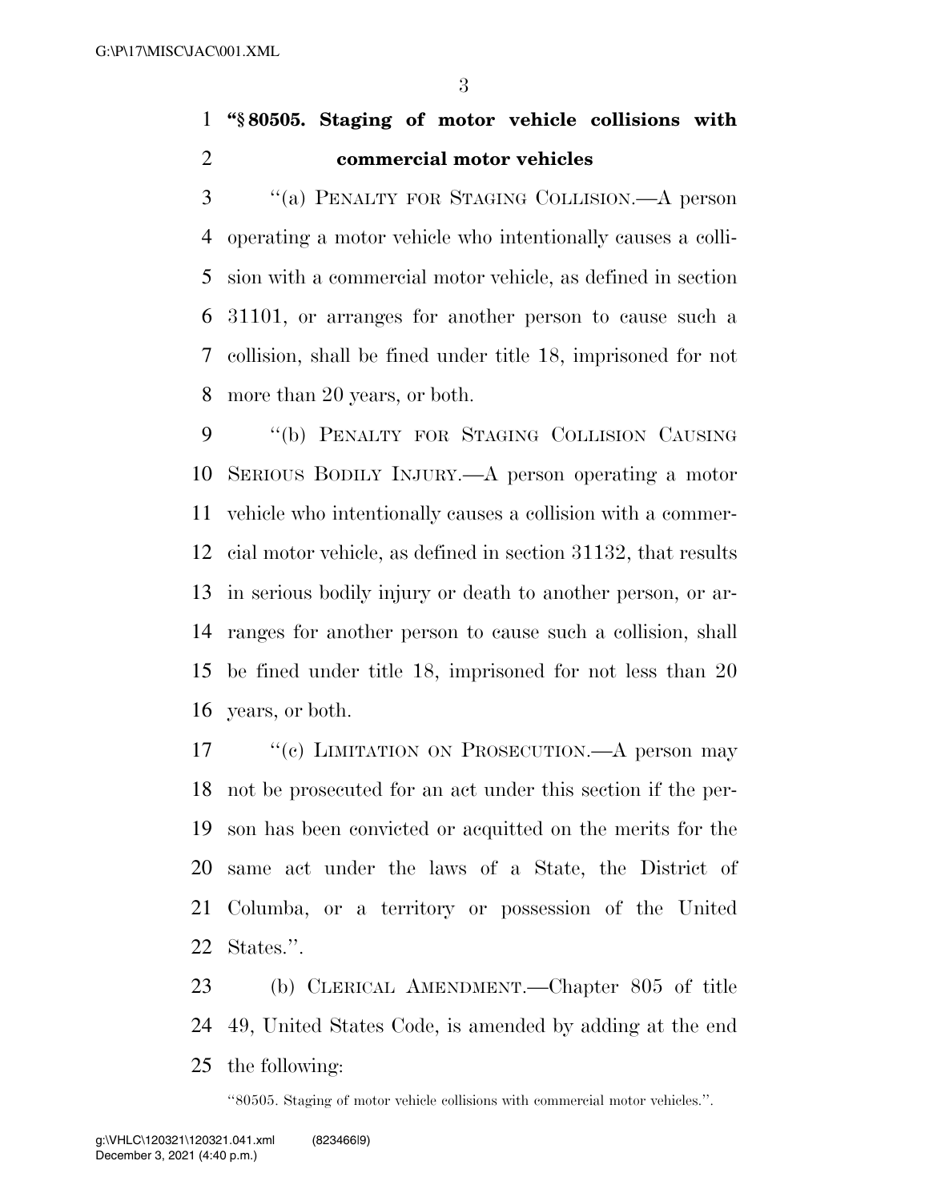**"§ 80505. Staging of motor vehicle collisions with commercial motor vehicles**

"(a) PENALTY FOR STAGING COLLISION.—A person operating a motor vehicle who intentionally causes a collision with a commercial motor vehicle, as defined in section 31101, or arranges for another person to cause such a collision, shall be fined under title 18, imprisoned for not more than 20 years, or both.

"(b) PENALTY FOR STAGING COLLISION CAUSING SERIOUS BODILY INJURY.—A person operating a motor vehicle who intentionally causes a collision with a commercial motor vehicle, as defined in section 31132, that results in serious bodily injury or death to another person, or arranges for another person to cause such a collision, shall be fined under title 18, imprisoned for not less than 20 years, or both.

"(c) LIMITATION ON PROSECUTION.—A person may not be prosecuted for an act under this section if the person has been convicted or acquitted on the merits for the same act under the laws of a State, the District of Columba, or a territory or possession of the United States.".

(b) CLERICAL AMENDMENT.—Chapter 805 of title 49, United States Code, is amended by adding at the end the following:

"80505. Staging of motor vehicle collisions with commercial motor vehicles.".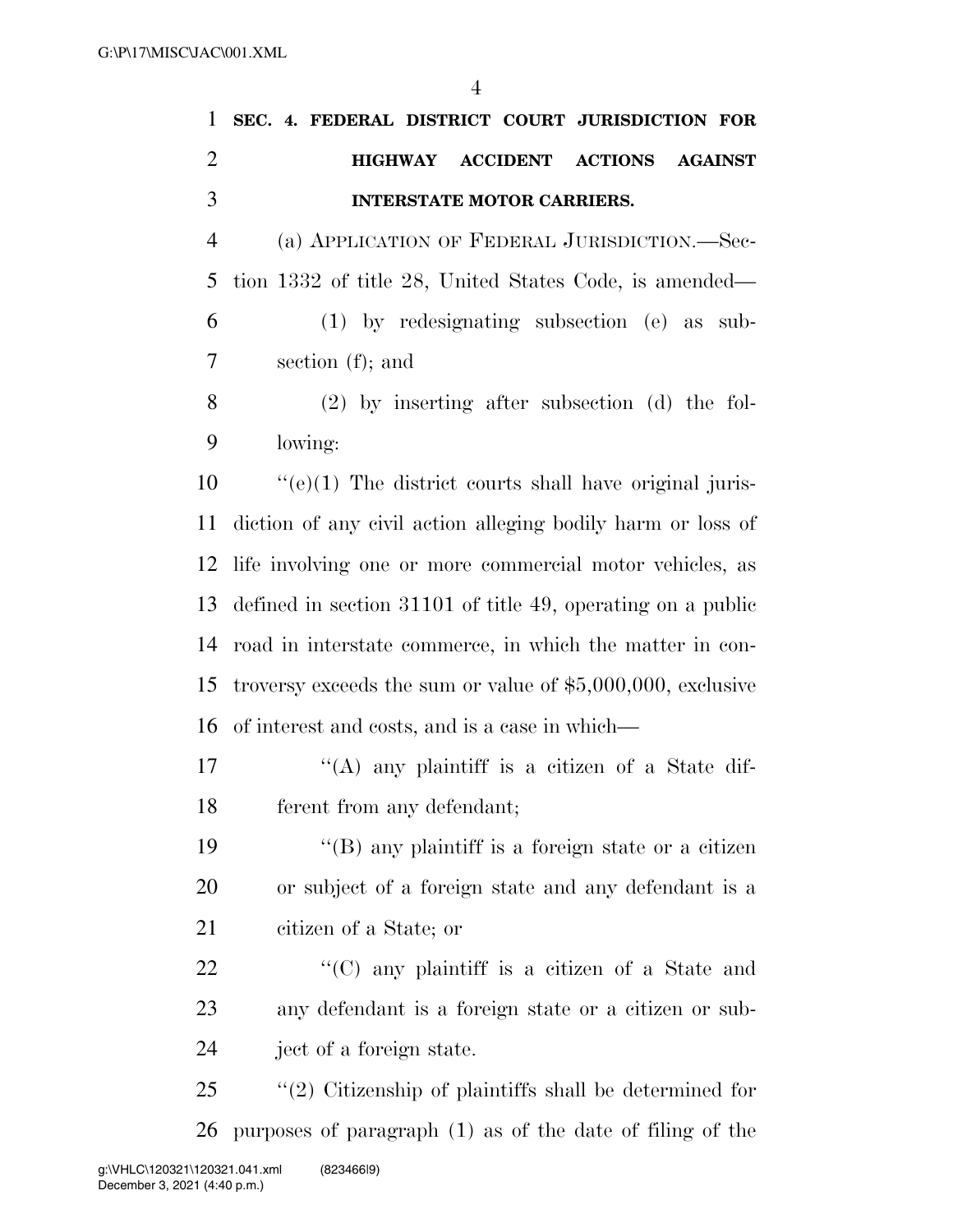**SEC. 4. FEDERAL DISTRICT COURT JURISDICTION FOR HIGHWAY ACCIDENT ACTIONS AGAINST INTERSTATE MOTOR CARRIERS.**

(a) APPLICATION OF FEDERAL JURISDICTION.—Section 1332 of title 28, United States Code, is amended—

(1) by redesignating subsection (e) as subsection (f); and

(2) by inserting after subsection (d) the following:

''(e)(1) The district courts shall have original jurisdiction of any civil action alleging bodily harm or loss of life involving one or more commercial motor vehicles, as defined in section 31101 of title 49, operating on a public road in interstate commerce, in which the matter in controversy exceeds the sum or value of $5,000,000, exclusive of interest and costs, and is a case in which—

''(A) any plaintiff is a citizen of a State different from any defendant;

''(B) any plaintiff is a foreign state or a citizen or subject of a foreign state and any defendant is a citizen of a State; or

''(C) any plaintiff is a citizen of a State and any defendant is a foreign state or a citizen or subject of a foreign state.

''(2) Citizenship of plaintiffs shall be determined for purposes of paragraph (1) as of the date of filing of the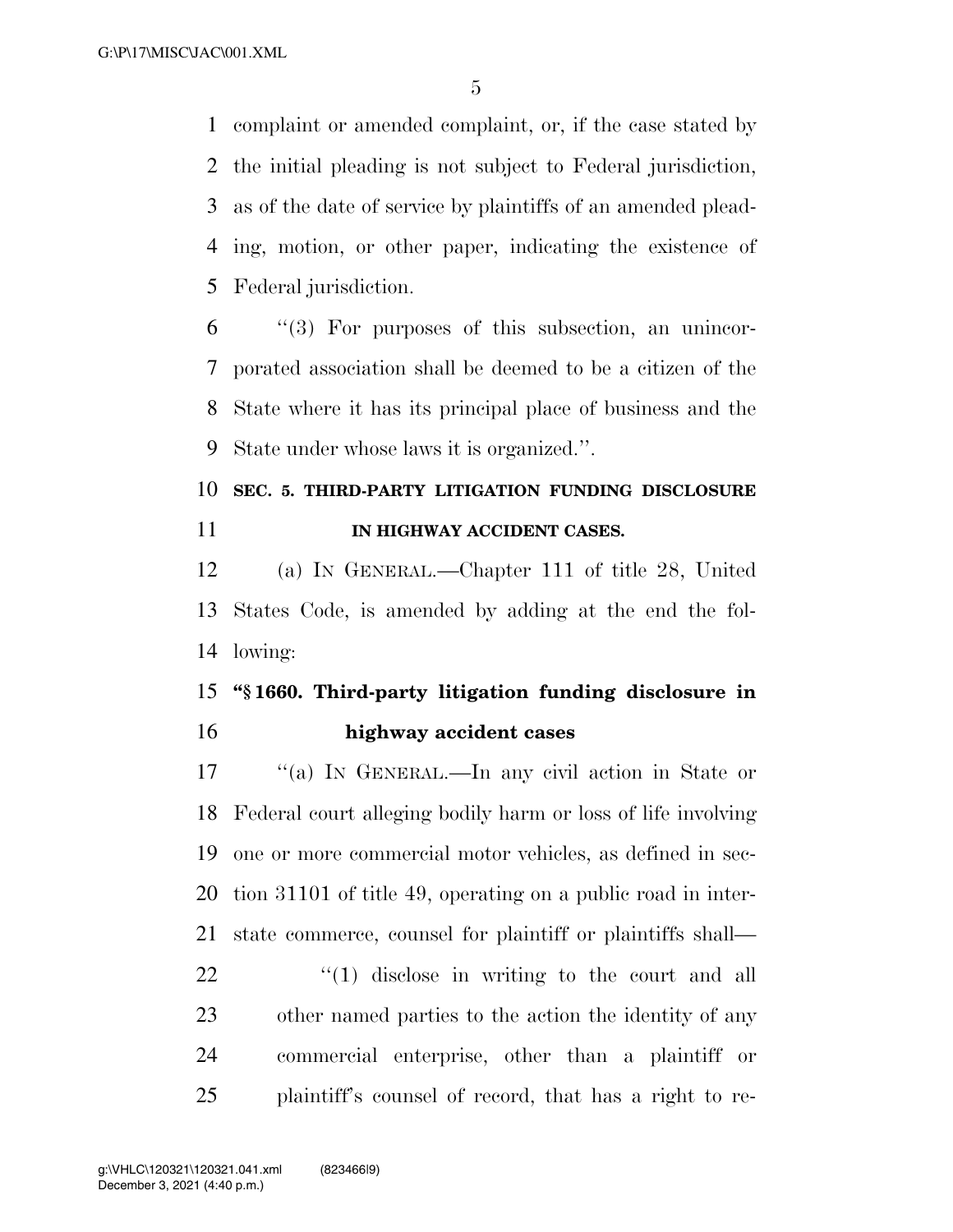complaint or amended complaint, or, if the case stated by the initial pleading is not subject to Federal jurisdiction, as of the date of service by plaintiffs of an amended pleading, motion, or other paper, indicating the existence of Federal jurisdiction.

"(3) For purposes of this subsection, an unincorporated association shall be deemed to be a citizen of the State where it has its principal place of business and the State under whose laws it is organized.".

## SEC. 5. THIRD-PARTY LITIGATION FUNDING DISCLOSURE IN HIGHWAY ACCIDENT CASES.

(a) IN GENERAL.—Chapter 111 of title 28, United States Code, is amended by adding at the end the following:

### "§ 1660. Third-party litigation funding disclosure in highway accident cases

"(a) IN GENERAL.—In any civil action in State or Federal court alleging bodily harm or loss of life involving one or more commercial motor vehicles, as defined in section 31101 of title 49, operating on a public road in interstate commerce, counsel for plaintiff or plaintiffs shall—

"(1) disclose in writing to the court and all other named parties to the action the identity of any commercial enterprise, other than a plaintiff or plaintiff's counsel of record, that has a right to re-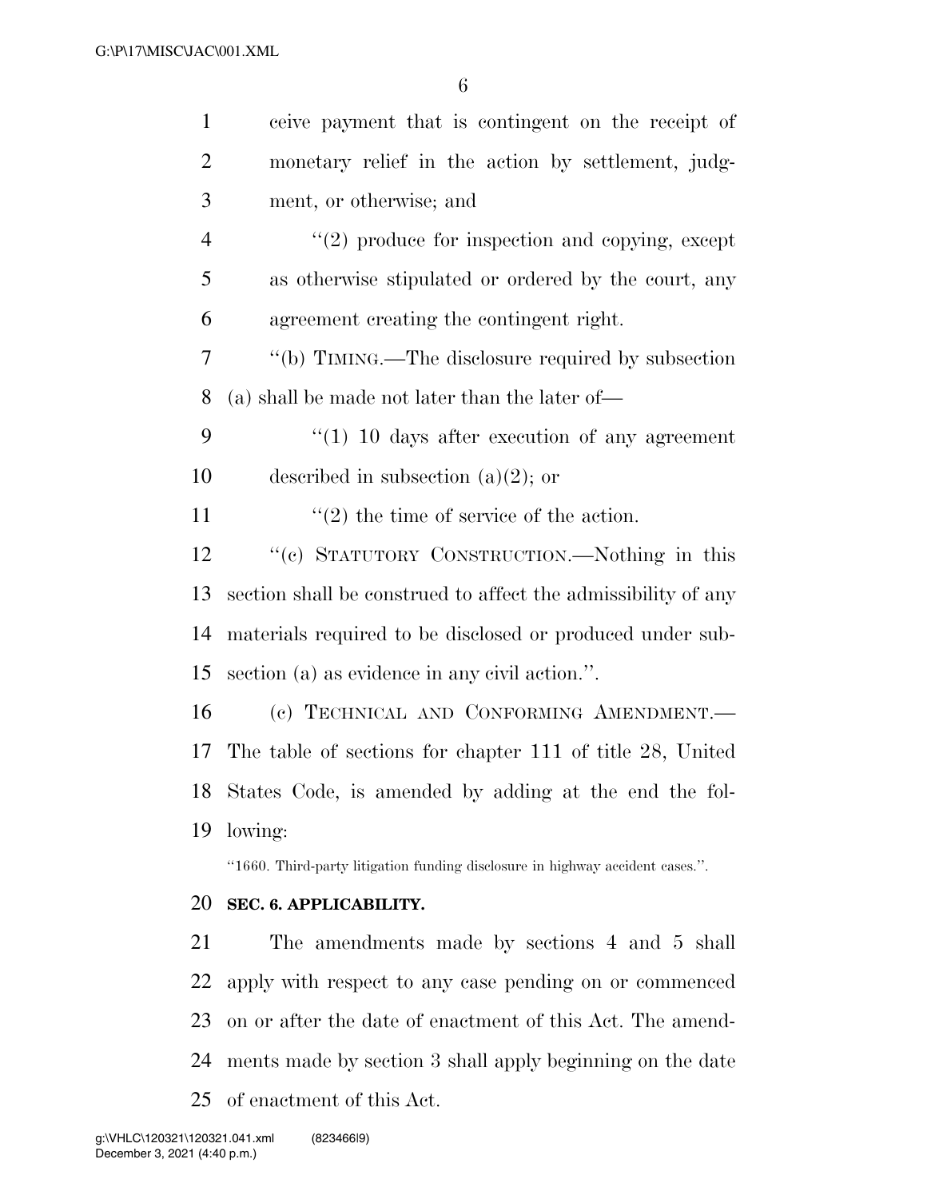ceive payment that is contingent on the receipt of monetary relief in the action by settlement, judgment, or otherwise; and

"(2) produce for inspection and copying, except as otherwise stipulated or ordered by the court, any agreement creating the contingent right.

"(b) TIMING.—The disclosure required by subsection (a) shall be made not later than the later of—

"(1) 10 days after execution of any agreement described in subsection (a)(2); or

"(2) the time of service of the action.

"(c) STATUTORY CONSTRUCTION.—Nothing in this section shall be construed to affect the admissibility of any materials required to be disclosed or produced under subsection (a) as evidence in any civil action.".

(c) TECHNICAL AND CONFORMING AMENDMENT.—The table of sections for chapter 111 of title 28, United States Code, is amended by adding at the end the following:

"1660. Third-party litigation funding disclosure in highway accident cases.".

**SEC. 6. APPLICABILITY.**

The amendments made by sections 4 and 5 shall apply with respect to any case pending on or commenced on or after the date of enactment of this Act. The amendments made by section 3 shall apply beginning on the date of enactment of this Act.